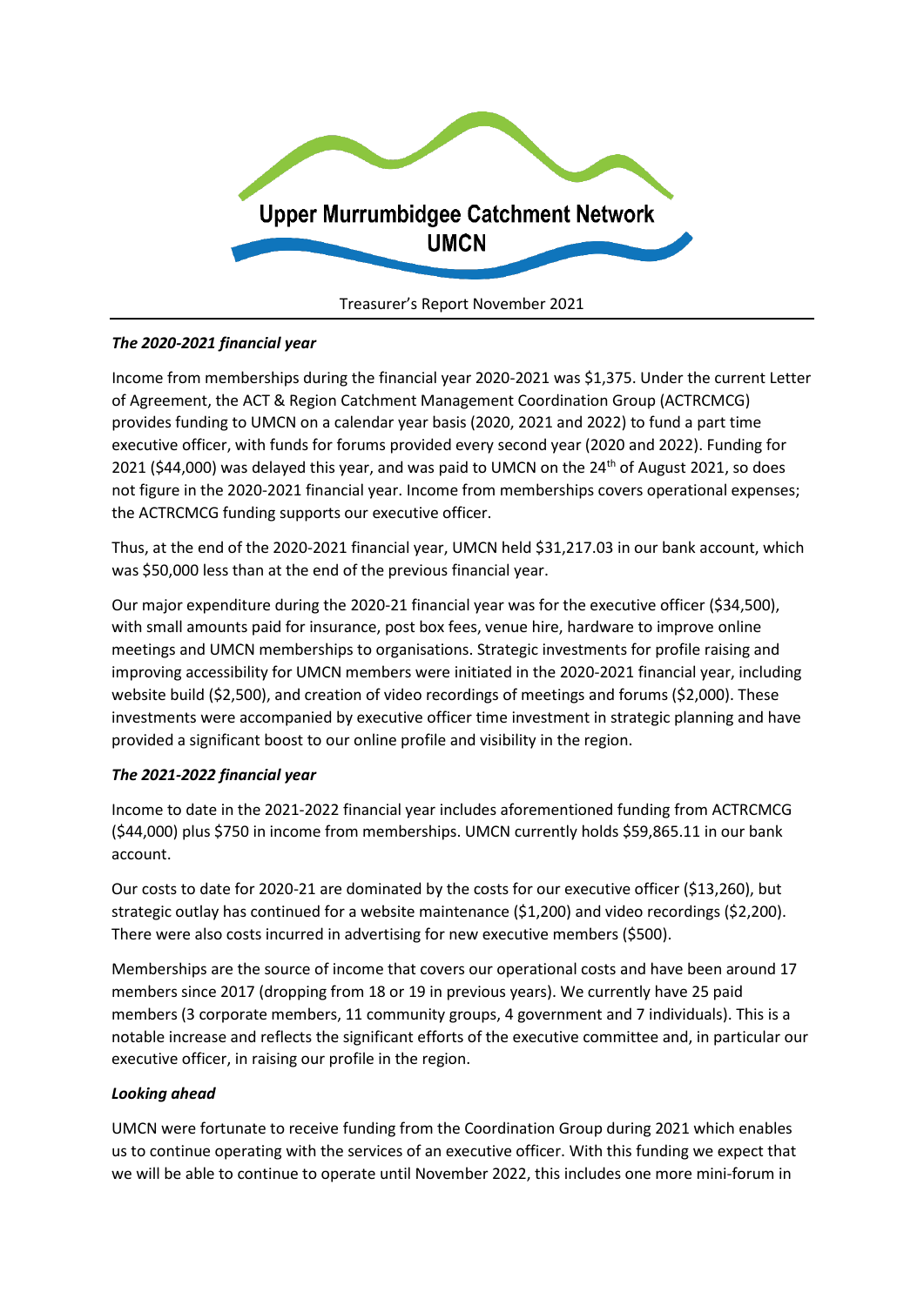# Upper Murrumbidgee Catchment Network

# UMCN

Treasurer's Report November 2021

***The 2020-2021 financial year***

Income from memberships during the financial year 2020-2021 was $1,375. Under the current Letter of Agreement, the ACT & Region Catchment Management Coordination Group (ACTRCMCG) provides funding to UMCN on a calendar year basis (2020, 2021 and 2022) to fund a part time executive officer, with funds for forums provided every second year (2020 and 2022). Funding for 2021 ($44,000) was delayed this year, and was paid to UMCN on the 24th of August 2021, so does not figure in the 2020-2021 financial year. Income from memberships covers operational expenses; the ACTRCMCG funding supports our executive officer.

Thus, at the end of the 2020-2021 financial year, UMCN held $31,217.03 in our bank account, which was $50,000 less than at the end of the previous financial year.

Our major expenditure during the 2020-21 financial year was for the executive officer ($34,500), with small amounts paid for insurance, post box fees, venue hire, hardware to improve online meetings and UMCN memberships to organisations. Strategic investments for profile raising and improving accessibility for UMCN members were initiated in the 2020-2021 financial year, including website build ($2,500), and creation of video recordings of meetings and forums ($2,000). These investments were accompanied by executive officer time investment in strategic planning and have provided a significant boost to our online profile and visibility in the region.

***The 2021-2022 financial year***

Income to date in the 2021-2022 financial year includes aforementioned funding from ACTRCMCG ($44,000) plus $750 in income from memberships. UMCN currently holds $59,865.11 in our bank account.

Our costs to date for 2020-21 are dominated by the costs for our executive officer ($13,260), but strategic outlay has continued for a website maintenance ($1,200) and video recordings ($2,200). There were also costs incurred in advertising for new executive members ($500).

Memberships are the source of income that covers our operational costs and have been around 17 members since 2017 (dropping from 18 or 19 in previous years). We currently have 25 paid members (3 corporate members, 11 community groups, 4 government and 7 individuals). This is a notable increase and reflects the significant efforts of the executive committee and, in particular our executive officer, in raising our profile in the region.

***Looking ahead***

UMCN were fortunate to receive funding from the Coordination Group during 2021 which enables us to continue operating with the services of an executive officer. With this funding we expect that we will be able to continue to operate until November 2022, this includes one more mini-forum in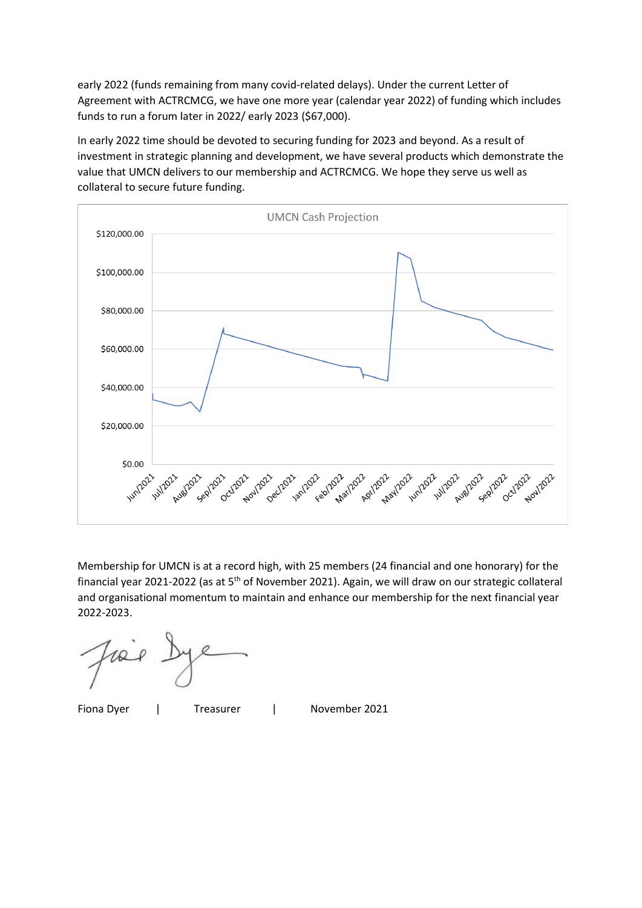early 2022 (funds remaining from many covid-related delays). Under the current Letter of Agreement with ACTRCMCG, we have one more year (calendar year 2022) of funding which includes funds to run a forum later in 2022/ early 2023 ($67,000).

In early 2022 time should be devoted to securing funding for 2023 and beyond. As a result of investment in strategic planning and development, we have several products which demonstrate the value that UMCN delivers to our membership and ACTRCMCG. We hope they serve us well as collateral to secure future funding.

UMCN Cash Projection

$120,000.00
$100,000.00
$80,000.00
$60,000.00
$40,000.00
$20,000.00
$0.00

Jun/2021
Jul/2021
Aug/2021
Sep/2021
Oct/2021
Nov/2021
Dec/2021
Jan/2022
Feb/2022
Mar/2022
Apr/2022
May/2022
Jun/2022
Jul/2022
Aug/2022
Sep/2022
Oct/2022
Nov/2022

Membership for UMCN is at a record high, with 25 members (24 financial and one honorary) for the financial year 2021-2022 (as at 5th of November 2021). Again, we will draw on our strategic collateral and organisational momentum to maintain and enhance our membership for the next financial year 2022-2023.

Fiona Dyer | Treasurer | November 2021